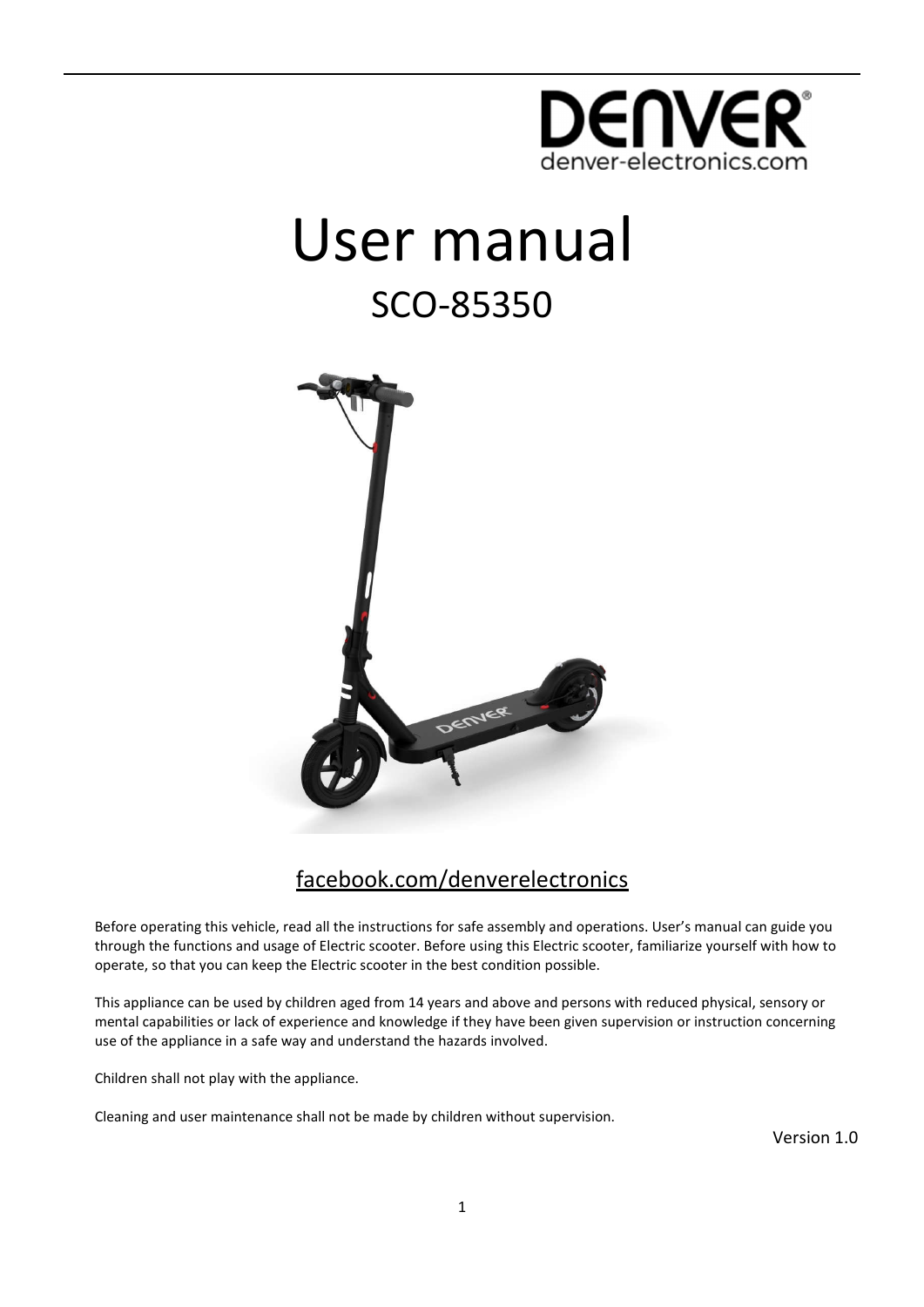DENVER
denver-electronics.com

# User manual

## SCO-85350

facebook.com/denverelectronics

Before operating this vehicle, read all the instructions for safe assembly and operations. User's manual can guide you through the functions and usage of Electric scooter. Before using this Electric scooter, familiarize yourself with how to operate, so that you can keep the Electric scooter in the best condition possible.

This appliance can be used by children aged from 14 years and above and persons with reduced physical, sensory or mental capabilities or lack of experience and knowledge if they have been given supervision or instruction concerning use of the appliance in a safe way and understand the hazards involved.

Children shall not play with the appliance.

Cleaning and user maintenance shall not be made by children without supervision.

Version 1.0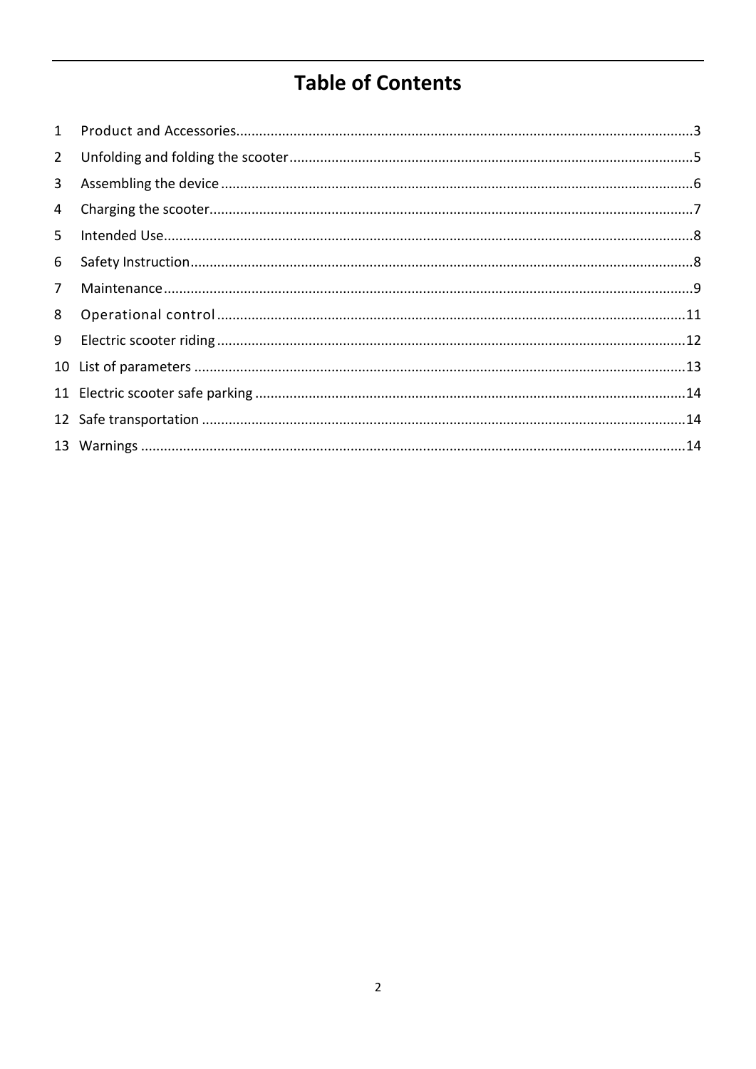# Table of Contents

1 Product and Accessories......................................................................................................................3

2 Unfolding and folding the scooter.........................................................................................................5

3 Assembling the device..........................................................................................................................6

4 Charging the scooter.............................................................................................................................7

5 Intended Use.........................................................................................................................................8

6 Safety Instruction..................................................................................................................................8

7 Maintenance.........................................................................................................................................9

8 Operational control.............................................................................................................................11

9 Electric scooter riding..........................................................................................................................12

10 List of parameters ..............................................................................................................................13

11 Electric scooter safe parking ...............................................................................................................14

12 Safe transportation ............................................................................................................................14

13 Warnings ............................................................................................................................................14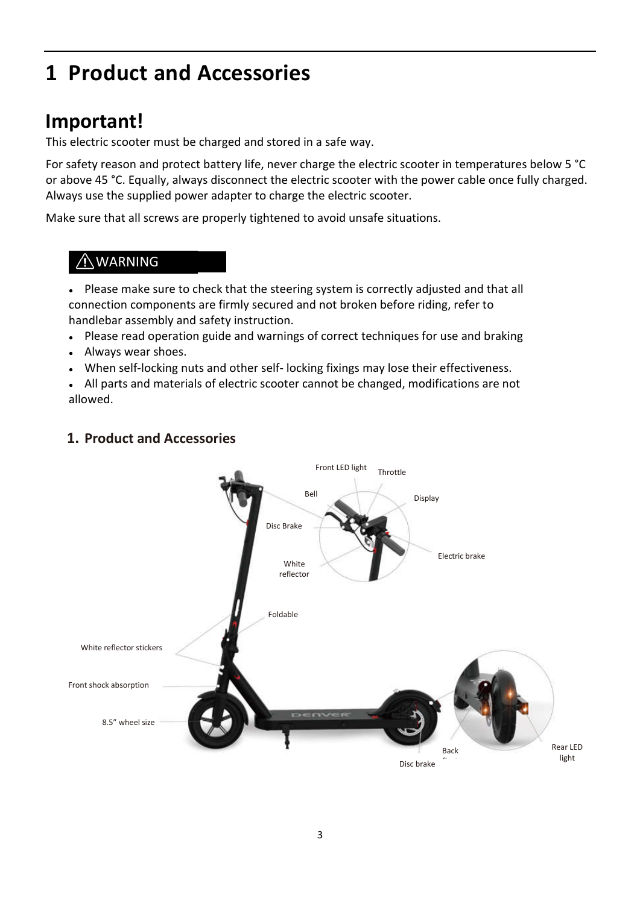# 1 Product and Accessories

## Important!

This electric scooter must be charged and stored in a safe way.

For safety reason and protect battery life, never charge the electric scooter in temperatures below 5 °C or above 45 °C. Equally, always disconnect the electric scooter with the power cable once fully charged. Always use the supplied power adapter to charge the electric scooter.

Make sure that all screws are properly tightened to avoid unsafe situations.

⚠ WARNING

- Please make sure to check that the steering system is correctly adjusted and that all connection components are firmly secured and not broken before riding, refer to handlebar assembly and safety instruction.
- Please read operation guide and warnings of correct techniques for use and braking
- Always wear shoes.
- When self-locking nuts and other self- locking fixings may lose their effectiveness.
- All parts and materials of electric scooter cannot be changed, modifications are not allowed.

### 1. Product and Accessories

Front LED light
Throttle
Bell
Display
Disc Brake
Electric brake
White reflector
Foldable
White reflector stickers
Front shock absorption
8.5" wheel size
Back
Rear LED light
Disc brake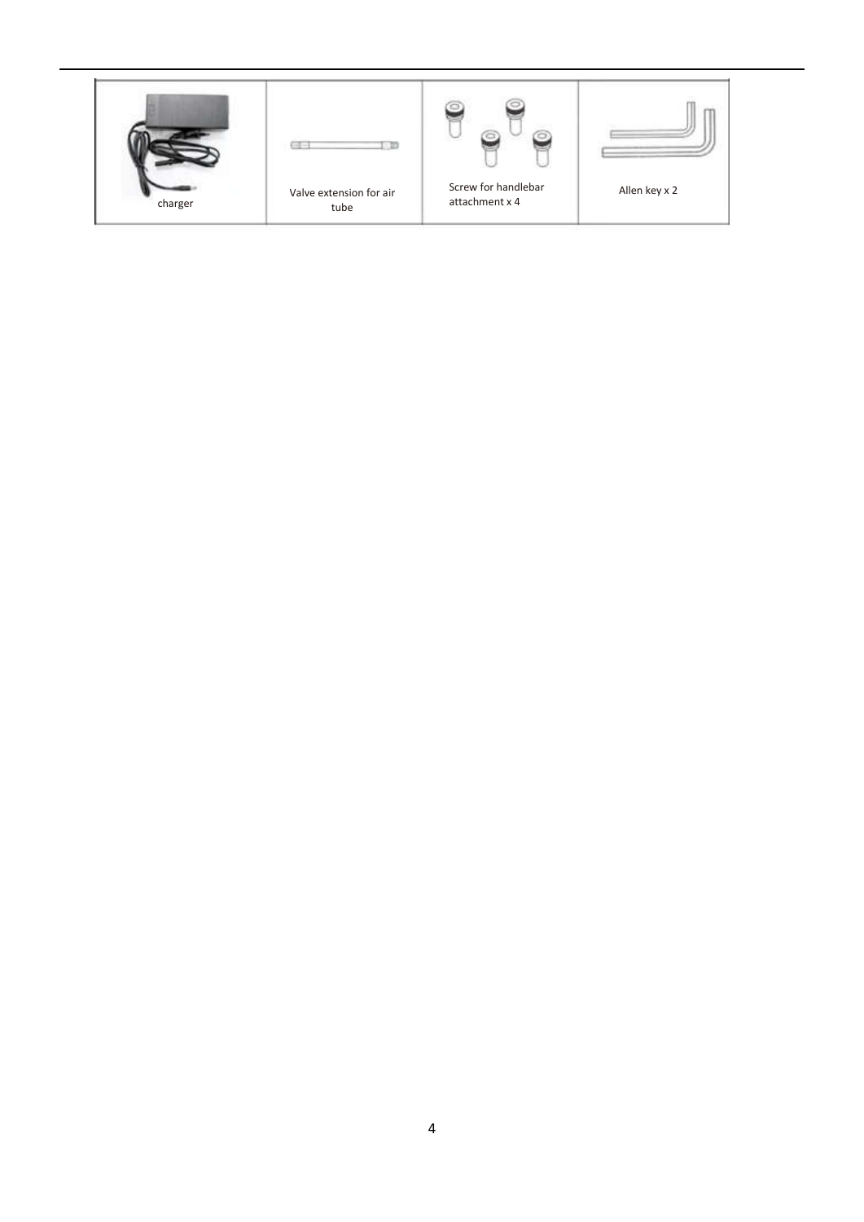| charger | Valve extension for air tube | Screw for handlebar attachment x 4 | Allen key x 2 |
| --- | --- | --- | --- |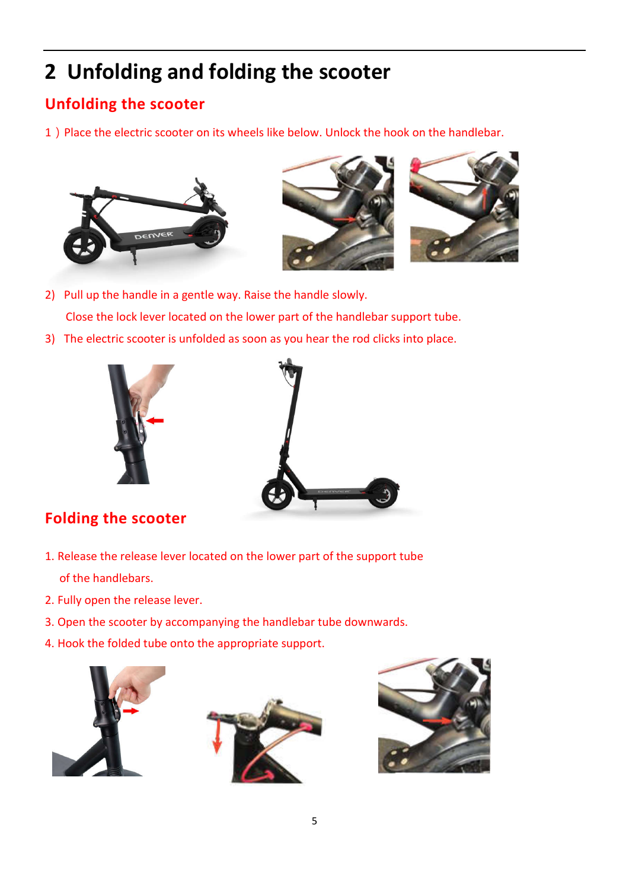# 2 Unfolding and folding the scooter

## Unfolding the scooter

1）Place the electric scooter on its wheels like below. Unlock the hook on the handlebar.

2) Pull up the handle in a gentle way. Raise the handle slowly.
   Close the lock lever located on the lower part of the handlebar support tube.
3) The electric scooter is unfolded as soon as you hear the rod clicks into place.

## Folding the scooter

1. Release the release lever located on the lower part of the support tube of the handlebars.
2. Fully open the release lever.
3. Open the scooter by accompanying the handlebar tube downwards.
4. Hook the folded tube onto the appropriate support.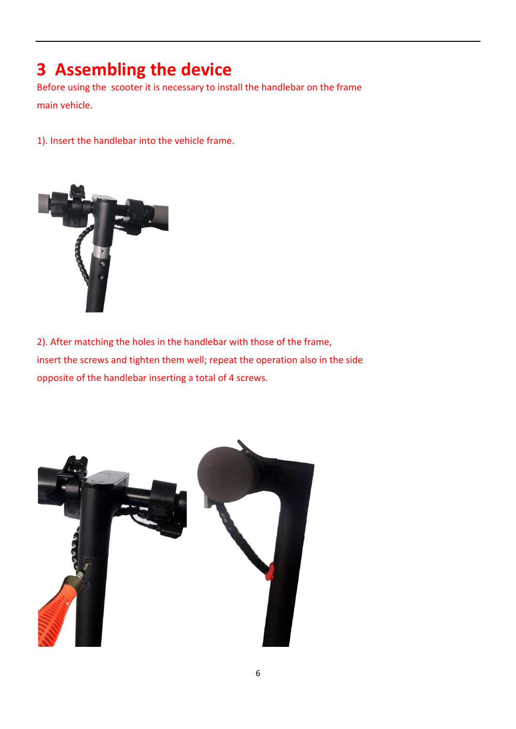# 3 Assembling the device

Before using the scooter it is necessary to install the handlebar on the frame main vehicle.

1). Insert the handlebar into the vehicle frame.

2). After matching the holes in the handlebar with those of the frame, insert the screws and tighten them well; repeat the operation also in the side opposite of the handlebar inserting a total of 4 screws.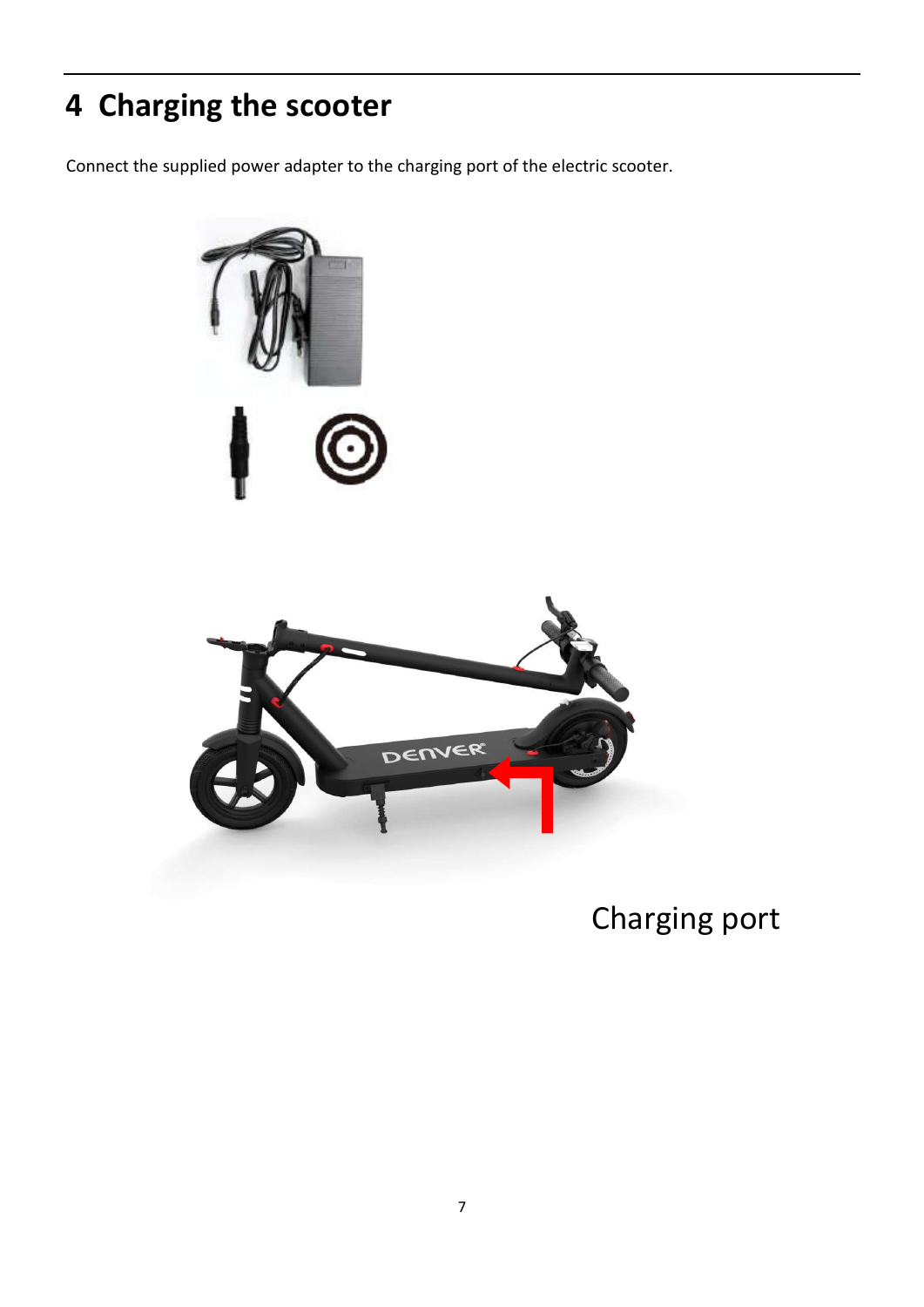# 4 Charging the scooter

Connect the supplied power adapter to the charging port of the electric scooter.

Charging port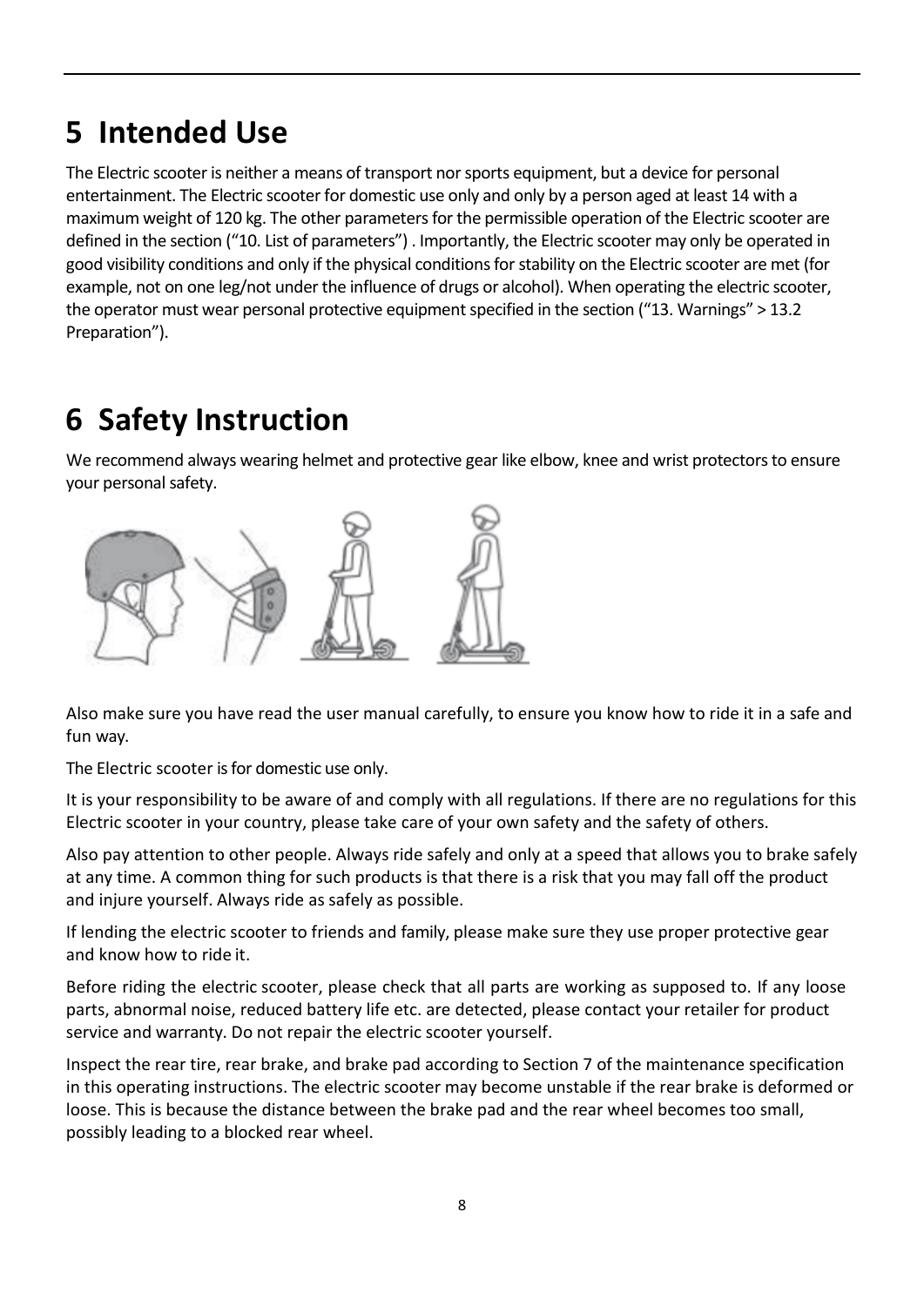# 5 Intended Use

The Electric scooter is neither a means of transport nor sports equipment, but a device for personal entertainment. The Electric scooter for domestic use only and only by a person aged at least 14 with a maximum weight of 120 kg. The other parameters for the permissible operation of the Electric scooter are defined in the section ("10. List of parameters") . Importantly, the Electric scooter may only be operated in good visibility conditions and only if the physical conditions for stability on the Electric scooter are met (for example, not on one leg/not under the influence of drugs or alcohol). When operating the electric scooter, the operator must wear personal protective equipment specified in the section ("13. Warnings" > 13.2 Preparation").

# 6 Safety Instruction

We recommend always wearing helmet and protective gear like elbow, knee and wrist protectors to ensure your personal safety.

Also make sure you have read the user manual carefully, to ensure you know how to ride it in a safe and fun way.

The Electric scooter is for domestic use only.

It is your responsibility to be aware of and comply with all regulations. If there are no regulations for this Electric scooter in your country, please take care of your own safety and the safety of others.

Also pay attention to other people. Always ride safely and only at a speed that allows you to brake safely at any time. A common thing for such products is that there is a risk that you may fall off the product and injure yourself. Always ride as safely as possible.

If lending the electric scooter to friends and family, please make sure they use proper protective gear and know how to ride it.

Before riding the electric scooter, please check that all parts are working as supposed to. If any loose parts, abnormal noise, reduced battery life etc. are detected, please contact your retailer for product service and warranty. Do not repair the electric scooter yourself.

Inspect the rear tire, rear brake, and brake pad according to Section 7 of the maintenance specification in this operating instructions. The electric scooter may become unstable if the rear brake is deformed or loose. This is because the distance between the brake pad and the rear wheel becomes too small, possibly leading to a blocked rear wheel.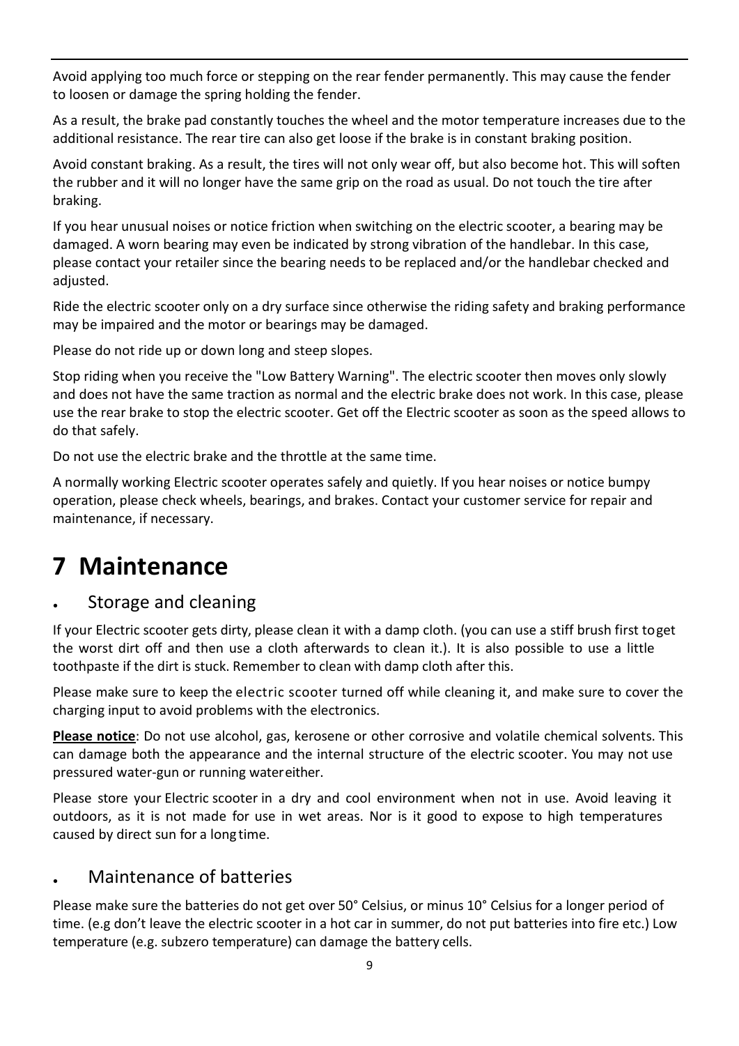Avoid applying too much force or stepping on the rear fender permanently. This may cause the fender to loosen or damage the spring holding the fender.

As a result, the brake pad constantly touches the wheel and the motor temperature increases due to the additional resistance. The rear tire can also get loose if the brake is in constant braking position.

Avoid constant braking. As a result, the tires will not only wear off, but also become hot. This will soften the rubber and it will no longer have the same grip on the road as usual. Do not touch the tire after braking.

If you hear unusual noises or notice friction when switching on the electric scooter, a bearing may be damaged. A worn bearing may even be indicated by strong vibration of the handlebar. In this case, please contact your retailer since the bearing needs to be replaced and/or the handlebar checked and adjusted.

Ride the electric scooter only on a dry surface since otherwise the riding safety and braking performance may be impaired and the motor or bearings may be damaged.

Please do not ride up or down long and steep slopes.

Stop riding when you receive the "Low Battery Warning". The electric scooter then moves only slowly and does not have the same traction as normal and the electric brake does not work. In this case, please use the rear brake to stop the electric scooter. Get off the Electric scooter as soon as the speed allows to do that safely.

Do not use the electric brake and the throttle at the same time.

A normally working Electric scooter operates safely and quietly. If you hear noises or notice bumpy operation, please check wheels, bearings, and brakes. Contact your customer service for repair and maintenance, if necessary.

# 7 Maintenance

## Storage and cleaning

If your Electric scooter gets dirty, please clean it with a damp cloth. (you can use a stiff brush first toget the worst dirt off and then use a cloth afterwards to clean it.). It is also possible to use a little toothpaste if the dirt is stuck. Remember to clean with damp cloth after this.

Please make sure to keep the electric scooter turned off while cleaning it, and make sure to cover the charging input to avoid problems with the electronics.

<u>**Please notice**</u>: Do not use alcohol, gas, kerosene or other corrosive and volatile chemical solvents. This can damage both the appearance and the internal structure of the electric scooter. You may not use pressured water-gun or running watereither.

Please store your Electric scooter in a dry and cool environment when not in use. Avoid leaving it outdoors, as it is not made for use in wet areas. Nor is it good to expose to high temperatures caused by direct sun for a long time.

## Maintenance of batteries

Please make sure the batteries do not get over 50° Celsius, or minus 10° Celsius for a longer period of time. (e.g don't leave the electric scooter in a hot car in summer, do not put batteries into fire etc.) Low temperature (e.g. subzero temperature) can damage the battery cells.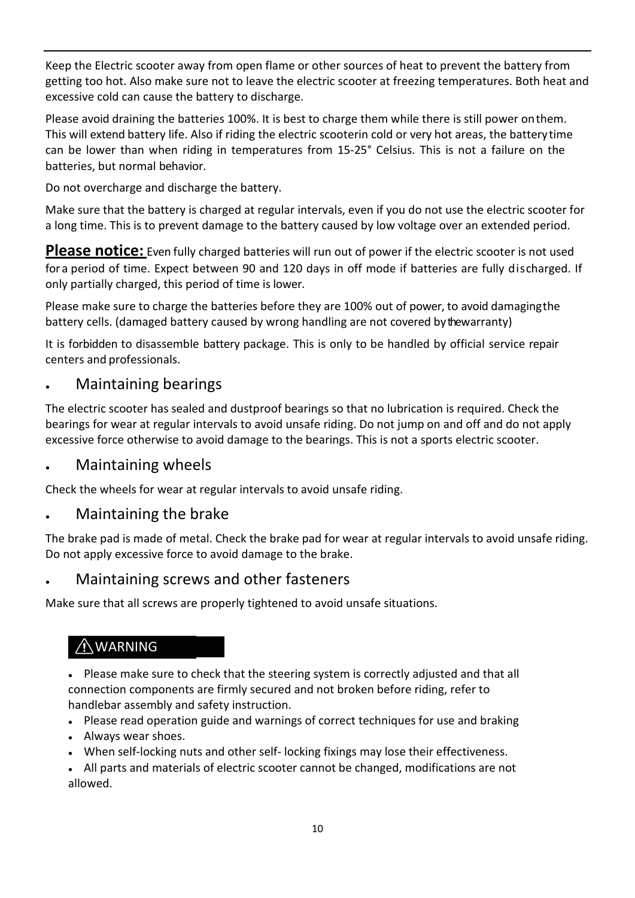Keep the Electric scooter away from open flame or other sources of heat to prevent the battery from getting too hot. Also make sure not to leave the electric scooter at freezing temperatures. Both heat and excessive cold can cause the battery to discharge.

Please avoid draining the batteries 100%. It is best to charge them while there is still power on them. This will extend battery life. Also if riding the electric scooterin cold or very hot areas, the battery time can be lower than when riding in temperatures from 15-25° Celsius. This is not a failure on the batteries, but normal behavior.

Do not overcharge and discharge the battery.

Make sure that the battery is charged at regular intervals, even if you do not use the electric scooter for a long time. This is to prevent damage to the battery caused by low voltage over an extended period.

**Please notice:** Even fully charged batteries will run out of power if the electric scooter is not used for a period of time. Expect between 90 and 120 days in off mode if batteries are fully discharged. If only partially charged, this period of time is lower.

Please make sure to charge the batteries before they are 100% out of power, to avoid damaging the battery cells. (damaged battery caused by wrong handling are not covered by the warranty)

It is forbidden to disassemble battery package. This is only to be handled by official service repair centers and professionals.

## Maintaining bearings

The electric scooter has sealed and dustproof bearings so that no lubrication is required. Check the bearings for wear at regular intervals to avoid unsafe riding. Do not jump on and off and do not apply excessive force otherwise to avoid damage to the bearings. This is not a sports electric scooter.

## Maintaining wheels

Check the wheels for wear at regular intervals to avoid unsafe riding.

## Maintaining the brake

The brake pad is made of metal. Check the brake pad for wear at regular intervals to avoid unsafe riding. Do not apply excessive force to avoid damage to the brake.

## Maintaining screws and other fasteners

Make sure that all screws are properly tightened to avoid unsafe situations.

**⚠WARNING**

- Please make sure to check that the steering system is correctly adjusted and that all connection components are firmly secured and not broken before riding, refer to handlebar assembly and safety instruction.
- Please read operation guide and warnings of correct techniques for use and braking
- Always wear shoes.
- When self-locking nuts and other self- locking fixings may lose their effectiveness.
- All parts and materials of electric scooter cannot be changed, modifications are not allowed.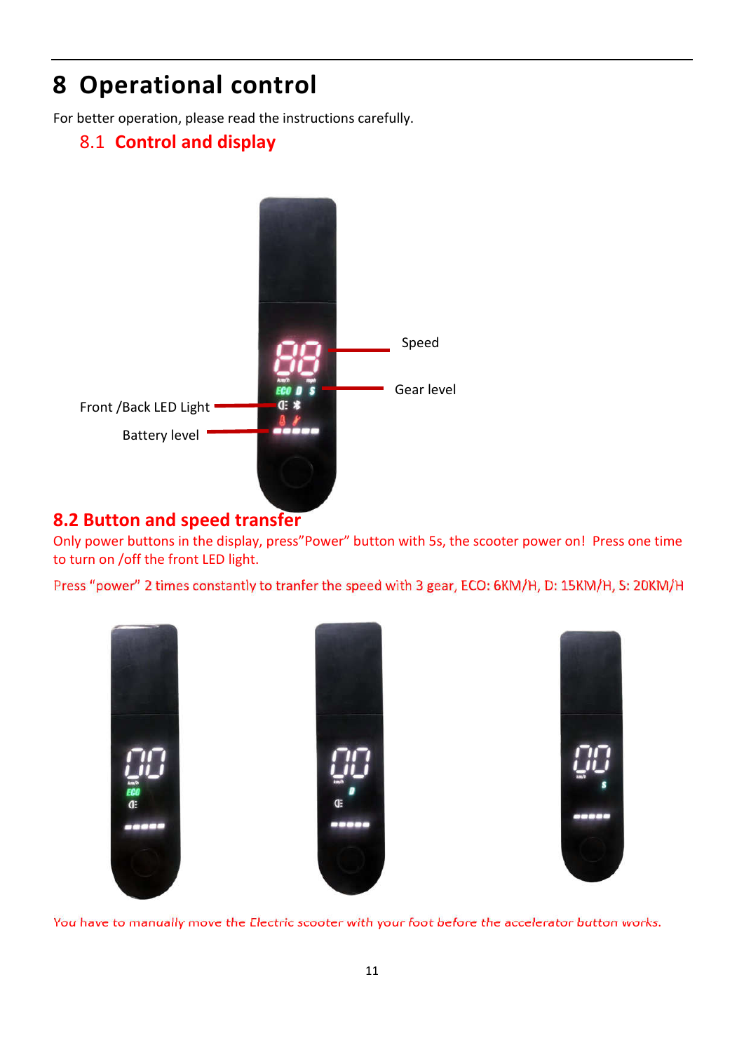# 8 Operational control

For better operation, please read the instructions carefully.

## 8.1 Control and display

Speed

Gear level

Front /Back LED Light

Battery level

## 8.2 Button and speed transfer

Only power buttons in the display, press"Power" button with 5s, the scooter power on! Press one time to turn on /off the front LED light.

Press "power" 2 times constantly to tranfer the speed with 3 gear, ECO: 6KM/H, D: 15KM/H, S: 20KM/H

You have to manually move the Electric scooter with your foot before the accelerator button works.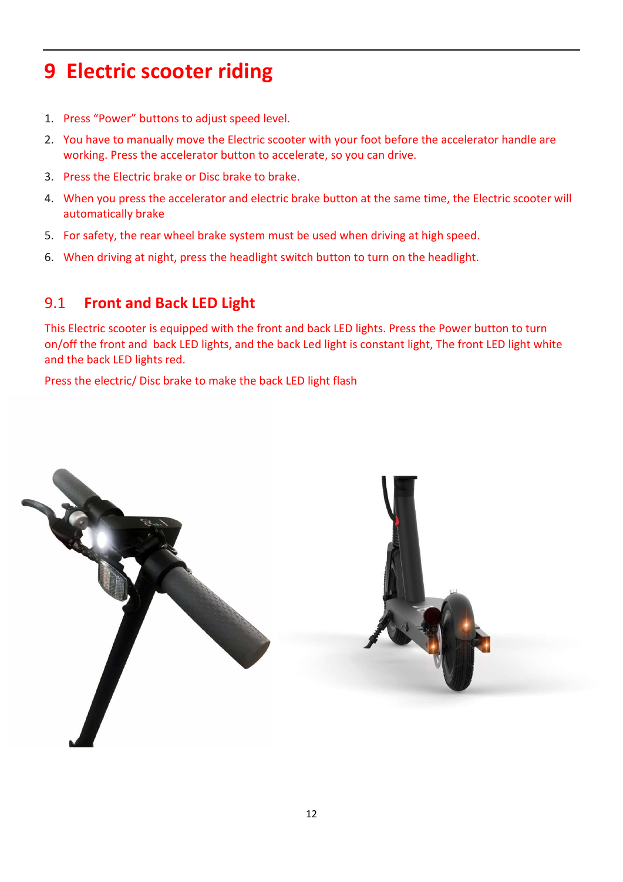# 9 Electric scooter riding

1. Press “Power” buttons to adjust speed level.
2. You have to manually move the Electric scooter with your foot before the accelerator handle are working. Press the accelerator button to accelerate, so you can drive.
3. Press the Electric brake or Disc brake to brake.
4. When you press the accelerator and electric brake button at the same time, the Electric scooter will automatically brake
5. For safety, the rear wheel brake system must be used when driving at high speed.
6. When driving at night, press the headlight switch button to turn on the headlight.

## 9.1 Front and Back LED Light

This Electric scooter is equipped with the front and back LED lights. Press the Power button to turn on/off the front and back LED lights, and the back Led light is constant light, The front LED light white and the back LED lights red.

Press the electric/ Disc brake to make the back LED light flash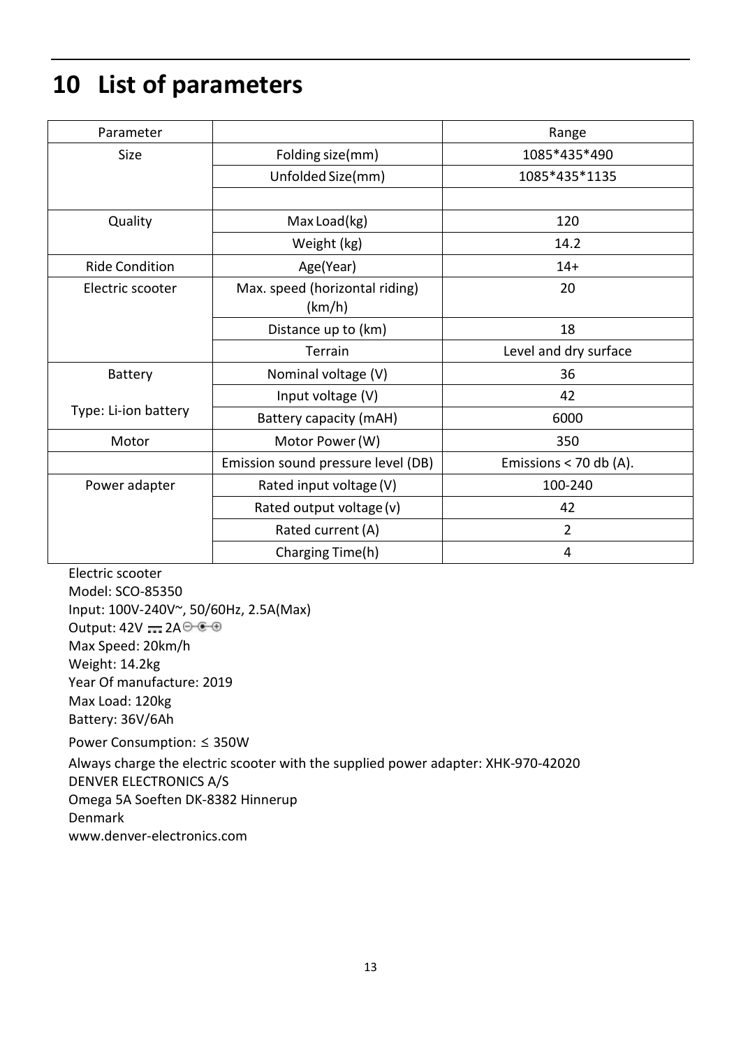# 10 List of parameters

| Parameter | | Range |
|---|---|---|
| Size | Folding size(mm) | 1085*435*490 |
| | Unfolded Size(mm) | 1085*435*1135 |
| | | |
| Quality | Max Load(kg) | 120 |
| | Weight (kg) | 14.2 |
| Ride Condition | Age(Year) | 14+ |
| Electric scooter | Max. speed (horizontal riding) (km/h) | 20 |
| | Distance up to (km) | 18 |
| | Terrain | Level and dry surface |
| Battery | Nominal voltage (V) | 36 |
| Type: Li-ion battery | Input voltage (V) | 42 |
| | Battery capacity (mAH) | 6000 |
| Motor | Motor Power (W) | 350 |
| | Emission sound pressure level (DB) | Emissions < 70 db (A). |
| Power adapter | Rated input voltage (V) | 100-240 |
| | Rated output voltage (v) | 42 |
| | Rated current (A) | 2 |
| | Charging Time(h) | 4 |

Electric scooter
Model: SCO-85350
Input: 100V-240V~, 50/60Hz, 2.5A(Max)
Output: 42V ⎓ 2A ⊖-◐-⊕
Max Speed: 20km/h
Weight: 14.2kg
Year Of manufacture: 2019
Max Load: 120kg
Battery: 36V/6Ah

Power Consumption: ≤ 350W

Always charge the electric scooter with the supplied power adapter: XHK-970-42020
DENVER ELECTRONICS A/S
Omega 5A Soeften DK-8382 Hinnerup
Denmark
www.denver-electronics.com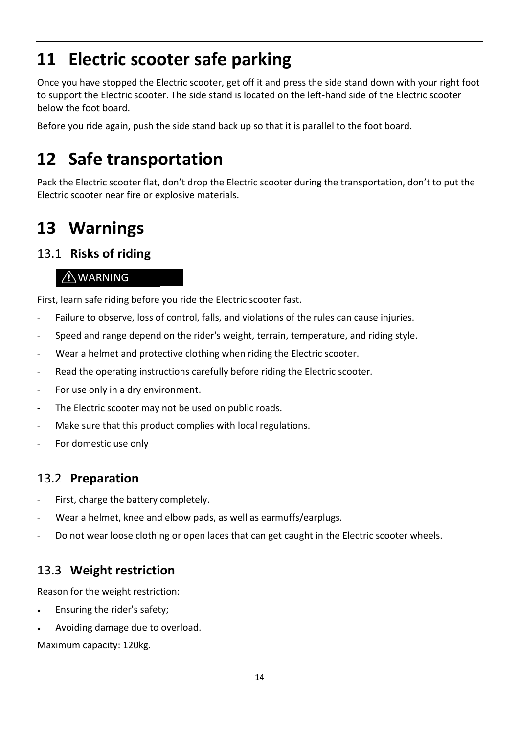# 11 Electric scooter safe parking

Once you have stopped the Electric scooter, get off it and press the side stand down with your right foot to support the Electric scooter. The side stand is located on the left-hand side of the Electric scooter below the foot board.

Before you ride again, push the side stand back up so that it is parallel to the foot board.

# 12 Safe transportation

Pack the Electric scooter flat, don't drop the Electric scooter during the transportation, don't to put the Electric scooter near fire or explosive materials.

# 13 Warnings

## 13.1 Risks of riding

⚠WARNING

First, learn safe riding before you ride the Electric scooter fast.

- Failure to observe, loss of control, falls, and violations of the rules can cause injuries.
- Speed and range depend on the rider's weight, terrain, temperature, and riding style.
- Wear a helmet and protective clothing when riding the Electric scooter.
- Read the operating instructions carefully before riding the Electric scooter.
- For use only in a dry environment.
- The Electric scooter may not be used on public roads.
- Make sure that this product complies with local regulations.
- For domestic use only

## 13.2 Preparation

- First, charge the battery completely.
- Wear a helmet, knee and elbow pads, as well as earmuffs/earplugs.
- Do not wear loose clothing or open laces that can get caught in the Electric scooter wheels.

## 13.3 Weight restriction

Reason for the weight restriction:

- Ensuring the rider's safety;
- Avoiding damage due to overload.

Maximum capacity: 120kg.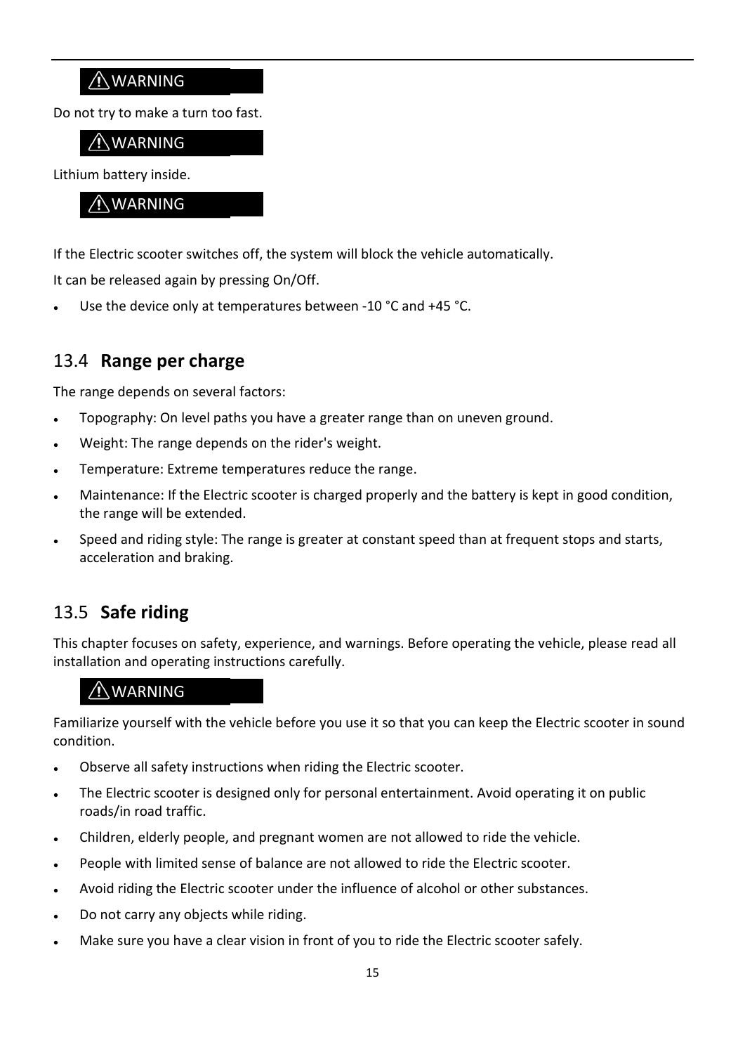⚠WARNING

Do not try to make a turn too fast.

⚠WARNING

Lithium battery inside.

⚠WARNING

If the Electric scooter switches off, the system will block the vehicle automatically.

It can be released again by pressing On/Off.

- Use the device only at temperatures between -10 °C and +45 °C.

## 13.4 Range per charge

The range depends on several factors:

- Topography: On level paths you have a greater range than on uneven ground.
- Weight: The range depends on the rider's weight.
- Temperature: Extreme temperatures reduce the range.
- Maintenance: If the Electric scooter is charged properly and the battery is kept in good condition, the range will be extended.
- Speed and riding style: The range is greater at constant speed than at frequent stops and starts, acceleration and braking.

## 13.5 Safe riding

This chapter focuses on safety, experience, and warnings. Before operating the vehicle, please read all installation and operating instructions carefully.

⚠WARNING

Familiarize yourself with the vehicle before you use it so that you can keep the Electric scooter in sound condition.

- Observe all safety instructions when riding the Electric scooter.
- The Electric scooter is designed only for personal entertainment. Avoid operating it on public roads/in road traffic.
- Children, elderly people, and pregnant women are not allowed to ride the vehicle.
- People with limited sense of balance are not allowed to ride the Electric scooter.
- Avoid riding the Electric scooter under the influence of alcohol or other substances.
- Do not carry any objects while riding.
- Make sure you have a clear vision in front of you to ride the Electric scooter safely.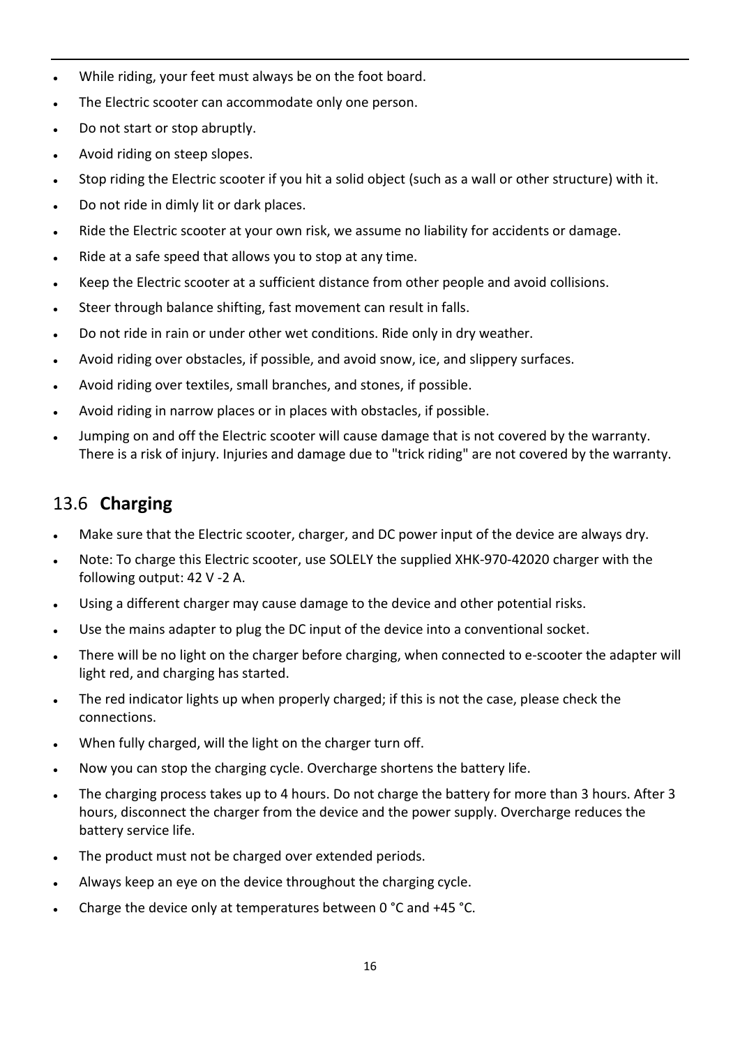- While riding, your feet must always be on the foot board.
- The Electric scooter can accommodate only one person.
- Do not start or stop abruptly.
- Avoid riding on steep slopes.
- Stop riding the Electric scooter if you hit a solid object (such as a wall or other structure) with it.
- Do not ride in dimly lit or dark places.
- Ride the Electric scooter at your own risk, we assume no liability for accidents or damage.
- Ride at a safe speed that allows you to stop at any time.
- Keep the Electric scooter at a sufficient distance from other people and avoid collisions.
- Steer through balance shifting, fast movement can result in falls.
- Do not ride in rain or under other wet conditions. Ride only in dry weather.
- Avoid riding over obstacles, if possible, and avoid snow, ice, and slippery surfaces.
- Avoid riding over textiles, small branches, and stones, if possible.
- Avoid riding in narrow places or in places with obstacles, if possible.
- Jumping on and off the Electric scooter will cause damage that is not covered by the warranty. There is a risk of injury. Injuries and damage due to "trick riding" are not covered by the warranty.

## 13.6 **Charging**

- Make sure that the Electric scooter, charger, and DC power input of the device are always dry.
- Note: To charge this Electric scooter, use SOLELY the supplied XHK-970-42020 charger with the following output: 42 V -2 A.
- Using a different charger may cause damage to the device and other potential risks.
- Use the mains adapter to plug the DC input of the device into a conventional socket.
- There will be no light on the charger before charging, when connected to e-scooter the adapter will light red, and charging has started.
- The red indicator lights up when properly charged; if this is not the case, please check the connections.
- When fully charged, will the light on the charger turn off.
- Now you can stop the charging cycle. Overcharge shortens the battery life.
- The charging process takes up to 4 hours. Do not charge the battery for more than 3 hours. After 3 hours, disconnect the charger from the device and the power supply. Overcharge reduces the battery service life.
- The product must not be charged over extended periods.
- Always keep an eye on the device throughout the charging cycle.
- Charge the device only at temperatures between 0 °C and +45 °C.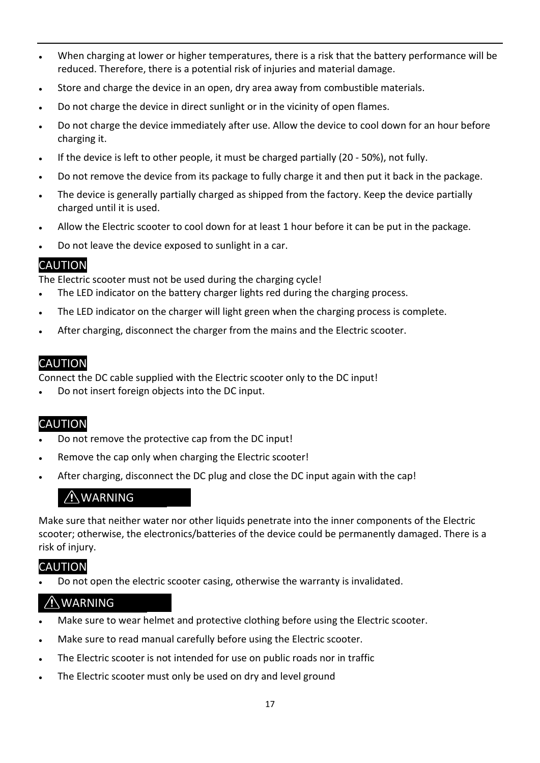- When charging at lower or higher temperatures, there is a risk that the battery performance will be reduced. Therefore, there is a potential risk of injuries and material damage.
- Store and charge the device in an open, dry area away from combustible materials.
- Do not charge the device in direct sunlight or in the vicinity of open flames.
- Do not charge the device immediately after use. Allow the device to cool down for an hour before charging it.
- If the device is left to other people, it must be charged partially (20 - 50%), not fully.
- Do not remove the device from its package to fully charge it and then put it back in the package.
- The device is generally partially charged as shipped from the factory. Keep the device partially charged until it is used.
- Allow the Electric scooter to cool down for at least 1 hour before it can be put in the package.
- Do not leave the device exposed to sunlight in a car.

**CAUTION**

The Electric scooter must not be used during the charging cycle!

- The LED indicator on the battery charger lights red during the charging process.
- The LED indicator on the charger will light green when the charging process is complete.
- After charging, disconnect the charger from the mains and the Electric scooter.

**CAUTION**

Connect the DC cable supplied with the Electric scooter only to the DC input!

- Do not insert foreign objects into the DC input.

**CAUTION**

- Do not remove the protective cap from the DC input!
- Remove the cap only when charging the Electric scooter!
- After charging, disconnect the DC plug and close the DC input again with the cap!

**⚠WARNING**

Make sure that neither water nor other liquids penetrate into the inner components of the Electric scooter; otherwise, the electronics/batteries of the device could be permanently damaged. There is a risk of injury.

**CAUTION**

- Do not open the electric scooter casing, otherwise the warranty is invalidated.

**⚠WARNING**

- Make sure to wear helmet and protective clothing before using the Electric scooter.
- Make sure to read manual carefully before using the Electric scooter.
- The Electric scooter is not intended for use on public roads nor in traffic
- The Electric scooter must only be used on dry and level ground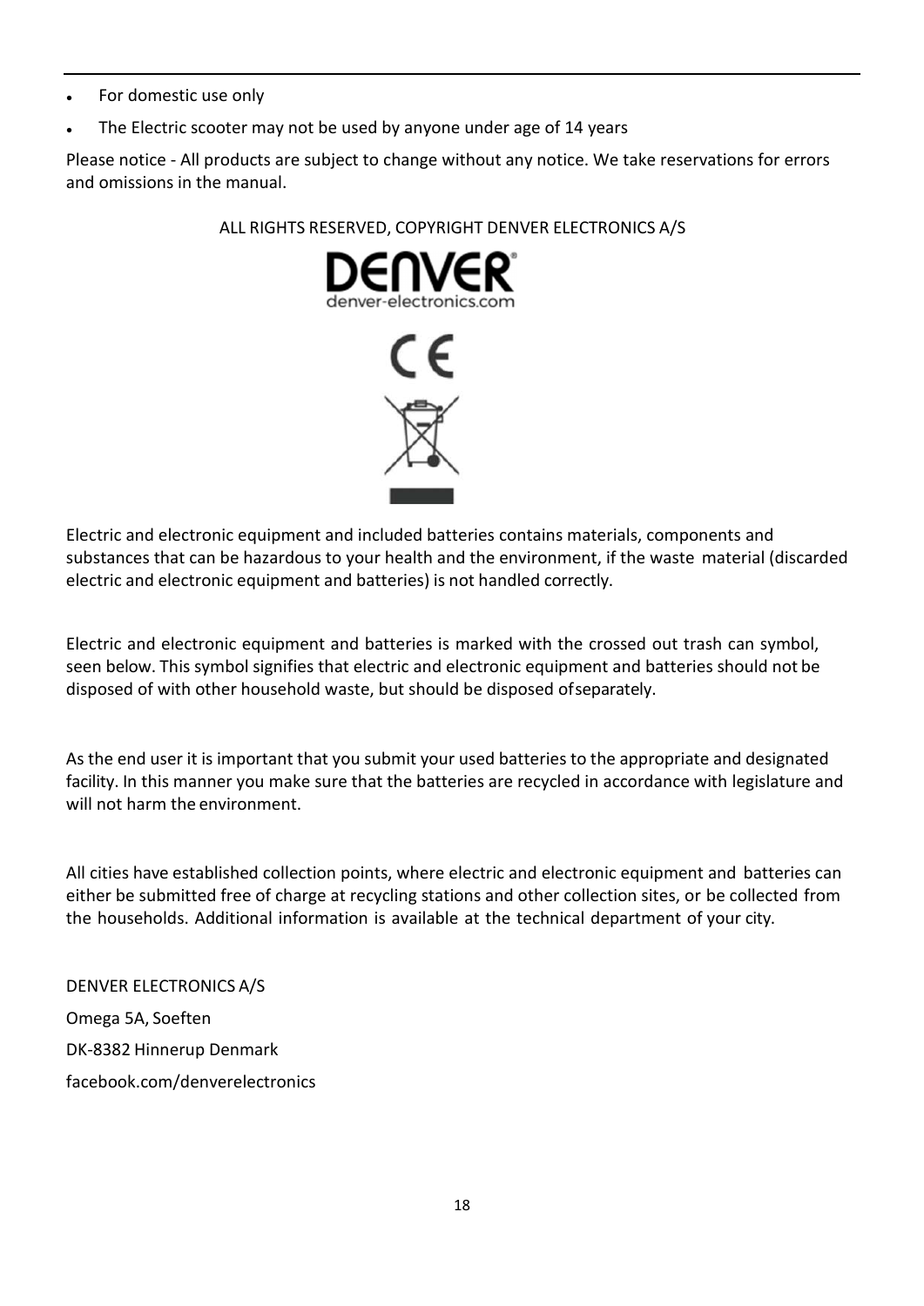- For domestic use only
- The Electric scooter may not be used by anyone under age of 14 years

Please notice - All products are subject to change without any notice. We take reservations for errors and omissions in the manual.

ALL RIGHTS RESERVED, COPYRIGHT DENVER ELECTRONICS A/S

Electric and electronic equipment and included batteries contains materials, components and substances that can be hazardous to your health and the environment, if the waste material (discarded electric and electronic equipment and batteries) is not handled correctly.

Electric and electronic equipment and batteries is marked with the crossed out trash can symbol, seen below. This symbol signifies that electric and electronic equipment and batteries should not be disposed of with other household waste, but should be disposed of separately.

As the end user it is important that you submit your used batteries to the appropriate and designated facility. In this manner you make sure that the batteries are recycled in accordance with legislature and will not harm the environment.

All cities have established collection points, where electric and electronic equipment and batteries can either be submitted free of charge at recycling stations and other collection sites, or be collected from the households. Additional information is available at the technical department of your city.

DENVER ELECTRONICS A/S

Omega 5A, Soeften

DK-8382 Hinnerup Denmark

facebook.com/denverelectronics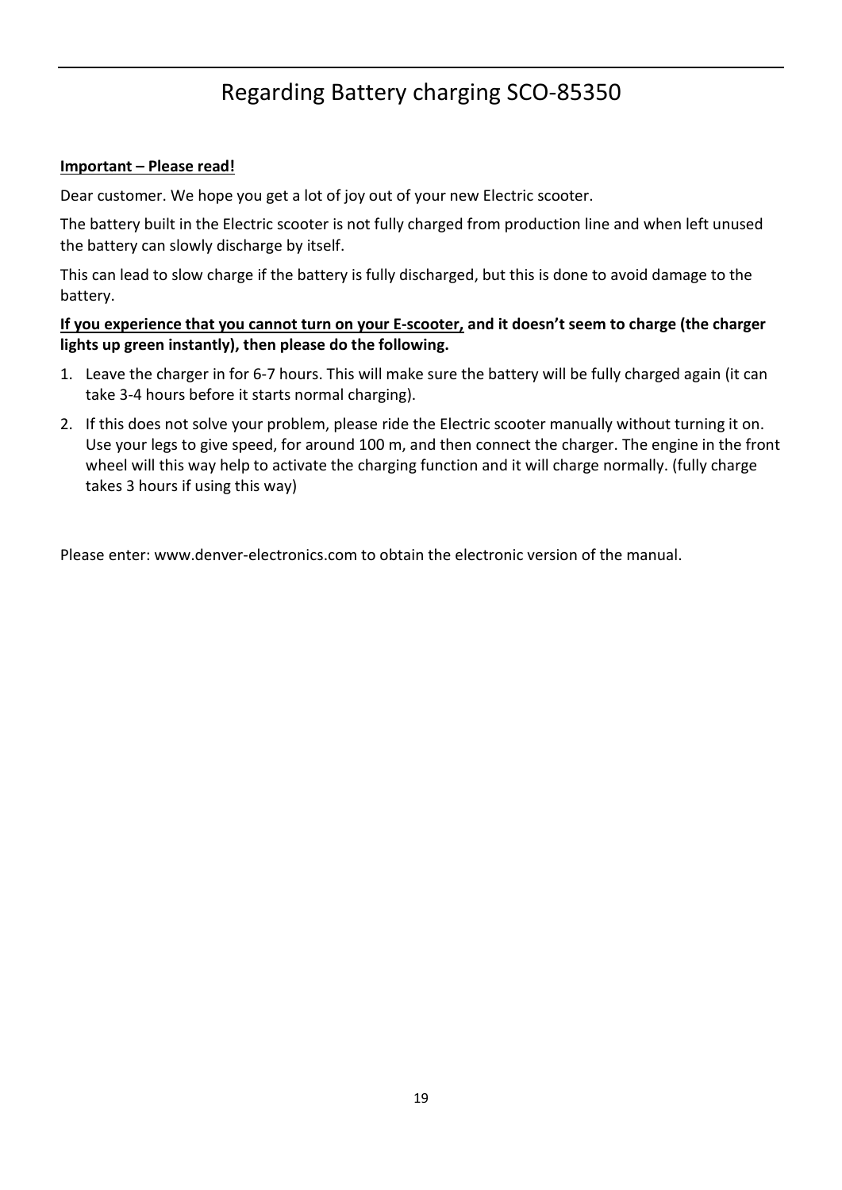# Regarding Battery charging SCO-85350

**Important – Please read!**

Dear customer. We hope you get a lot of joy out of your new Electric scooter.

The battery built in the Electric scooter is not fully charged from production line and when left unused the battery can slowly discharge by itself.

This can lead to slow charge if the battery is fully discharged, but this is done to avoid damage to the battery.

**If you experience that you cannot turn on your E-scooter, and it doesn't seem to charge (the charger lights up green instantly), then please do the following.**

1. Leave the charger in for 6-7 hours. This will make sure the battery will be fully charged again (it can take 3-4 hours before it starts normal charging).
2. If this does not solve your problem, please ride the Electric scooter manually without turning it on. Use your legs to give speed, for around 100 m, and then connect the charger. The engine in the front wheel will this way help to activate the charging function and it will charge normally. (fully charge takes 3 hours if using this way)

Please enter: www.denver-electronics.com to obtain the electronic version of the manual.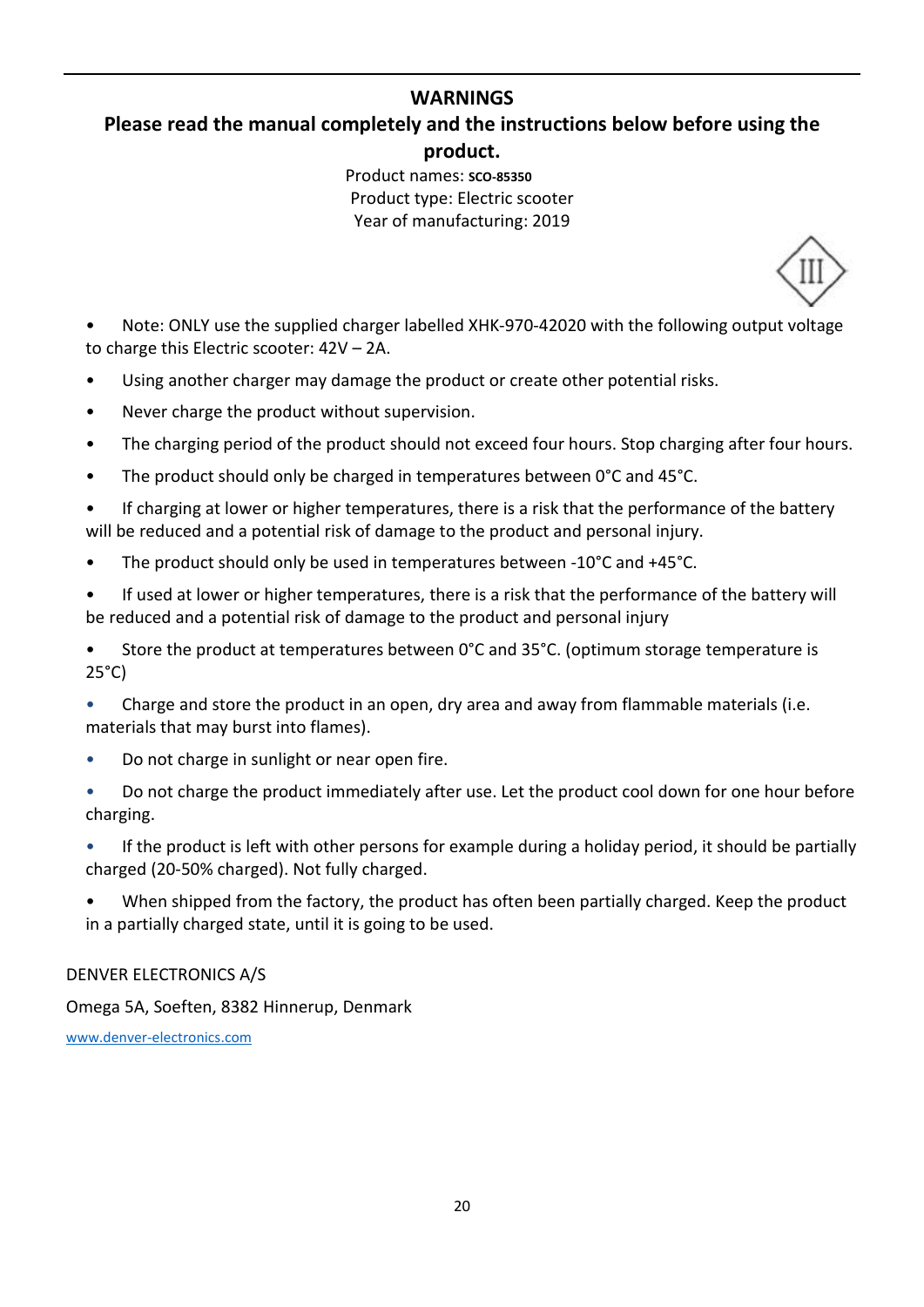## WARNINGS

## Please read the manual completely and the instructions below before using the product.

Product names: **SCO-85350**
Product type: Electric scooter
Year of manufacturing: 2019

- Note: ONLY use the supplied charger labelled XHK-970-42020 with the following output voltage to charge this Electric scooter: 42V – 2A.
- Using another charger may damage the product or create other potential risks.
- Never charge the product without supervision.
- The charging period of the product should not exceed four hours. Stop charging after four hours.
- The product should only be charged in temperatures between 0°C and 45°C.
- If charging at lower or higher temperatures, there is a risk that the performance of the battery will be reduced and a potential risk of damage to the product and personal injury.
- The product should only be used in temperatures between -10°C and +45°C.
- If used at lower or higher temperatures, there is a risk that the performance of the battery will be reduced and a potential risk of damage to the product and personal injury
- Store the product at temperatures between 0°C and 35°C. (optimum storage temperature is 25°C)
- Charge and store the product in an open, dry area and away from flammable materials (i.e. materials that may burst into flames).
- Do not charge in sunlight or near open fire.
- Do not charge the product immediately after use. Let the product cool down for one hour before charging.
- If the product is left with other persons for example during a holiday period, it should be partially charged (20-50% charged). Not fully charged.
- When shipped from the factory, the product has often been partially charged. Keep the product in a partially charged state, until it is going to be used.

DENVER ELECTRONICS A/S

Omega 5A, Soeften, 8382 Hinnerup, Denmark

www.denver-electronics.com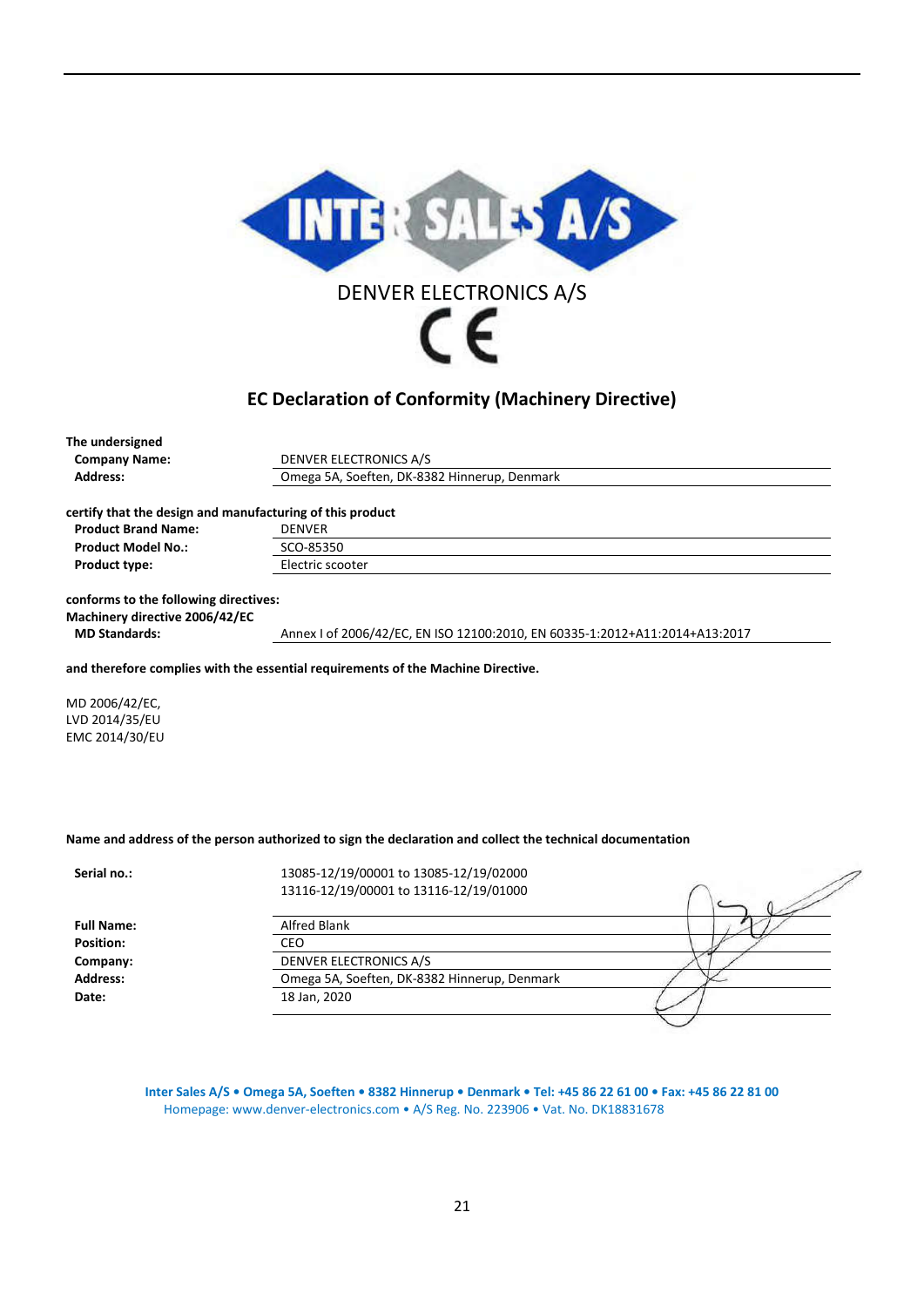INTER SALES A/S

DENVER ELECTRONICS A/S

CE

## EC Declaration of Conformity (Machinery Directive)

**The undersigned**

| | |
|---|---|
| **Company Name:** | DENVER ELECTRONICS A/S |
| **Address:** | Omega 5A, Soeften, DK-8382 Hinnerup, Denmark |

**certify that the design and manufacturing of this product**

| | |
|---|---|
| **Product Brand Name:** | DENVER |
| **Product Model No.:** | SCO-85350 |
| **Product type:** | Electric scooter |

**conforms to the following directives:**

**Machinery directive 2006/42/EC**

| | |
|---|---|
| **MD Standards:** | Annex I of 2006/42/EC, EN ISO 12100:2010, EN 60335-1:2012+A11:2014+A13:2017 |

**and therefore complies with the essential requirements of the Machine Directive.**

MD 2006/42/EC,
LVD 2014/35/EU
EMC 2014/30/EU

**Name and address of the person authorized to sign the declaration and collect the technical documentation**

| | |
|---|---|
| **Serial no.:** | 13085-12/19/00001 to 13085-12/19/02000<br>13116-12/19/00001 to 13116-12/19/01000 |
| **Full Name:** | Alfred Blank |
| **Position:** | CEO |
| **Company:** | DENVER ELECTRONICS A/S |
| **Address:** | Omega 5A, Soeften, DK-8382 Hinnerup, Denmark |
| **Date:** | 18 Jan, 2020 |

**Inter Sales A/S • Omega 5A, Soeften • 8382 Hinnerup • Denmark • Tel: +45 86 22 61 00 • Fax: +45 86 22 81 00**
Homepage: www.denver-electronics.com • A/S Reg. No. 223906 • Vat. No. DK18831678